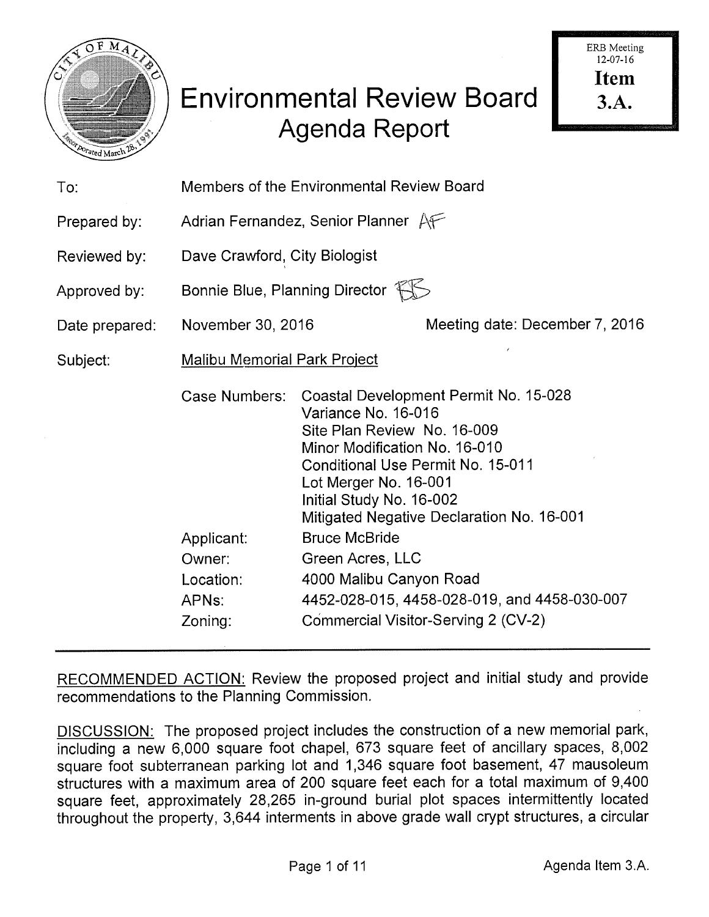# Environmental Review Board Agenda Report

ERB Meeting 12-07-16
**Item 3.A.**

| | |
|---|---|
| To: | Members of the Environmental Review Board |
| Prepared by: | Adrian Fernandez, Senior Planner AF |
| Reviewed by: | Dave Crawford, City Biologist |
| Approved by: | Bonnie Blue, Planning Director BB |
| Date prepared: | November 30, 2016 — Meeting date: December 7, 2016 |
| Subject: | Malibu Memorial Park Project |

| | |
|---|---|
| Case Numbers: | Coastal Development Permit No. 15-028<br>Variance No. 16-016<br>Site Plan Review No. 16-009<br>Minor Modification No. 16-010<br>Conditional Use Permit No. 15-011<br>Lot Merger No. 16-001<br>Initial Study No. 16-002<br>Mitigated Negative Declaration No. 16-001 |
| Applicant: | Bruce McBride |
| Owner: | Green Acres, LLC |
| Location: | 4000 Malibu Canyon Road |
| APNs: | 4452-028-015, 4458-028-019, and 4458-030-007 |
| Zoning: | Commercial Visitor-Serving 2 (CV-2) |

RECOMMENDED ACTION: Review the proposed project and initial study and provide recommendations to the Planning Commission.

DISCUSSION: The proposed project includes the construction of a new memorial park, including a new 6,000 square foot chapel, 673 square feet of ancillary spaces, 8,002 square foot subterranean parking lot and 1,346 square foot basement, 47 mausoleum structures with a maximum area of 200 square feet each for a total maximum of 9,400 square feet, approximately 28,265 in-ground burial plot spaces intermittently located throughout the property, 3,644 interments in above grade wall crypt structures, a circular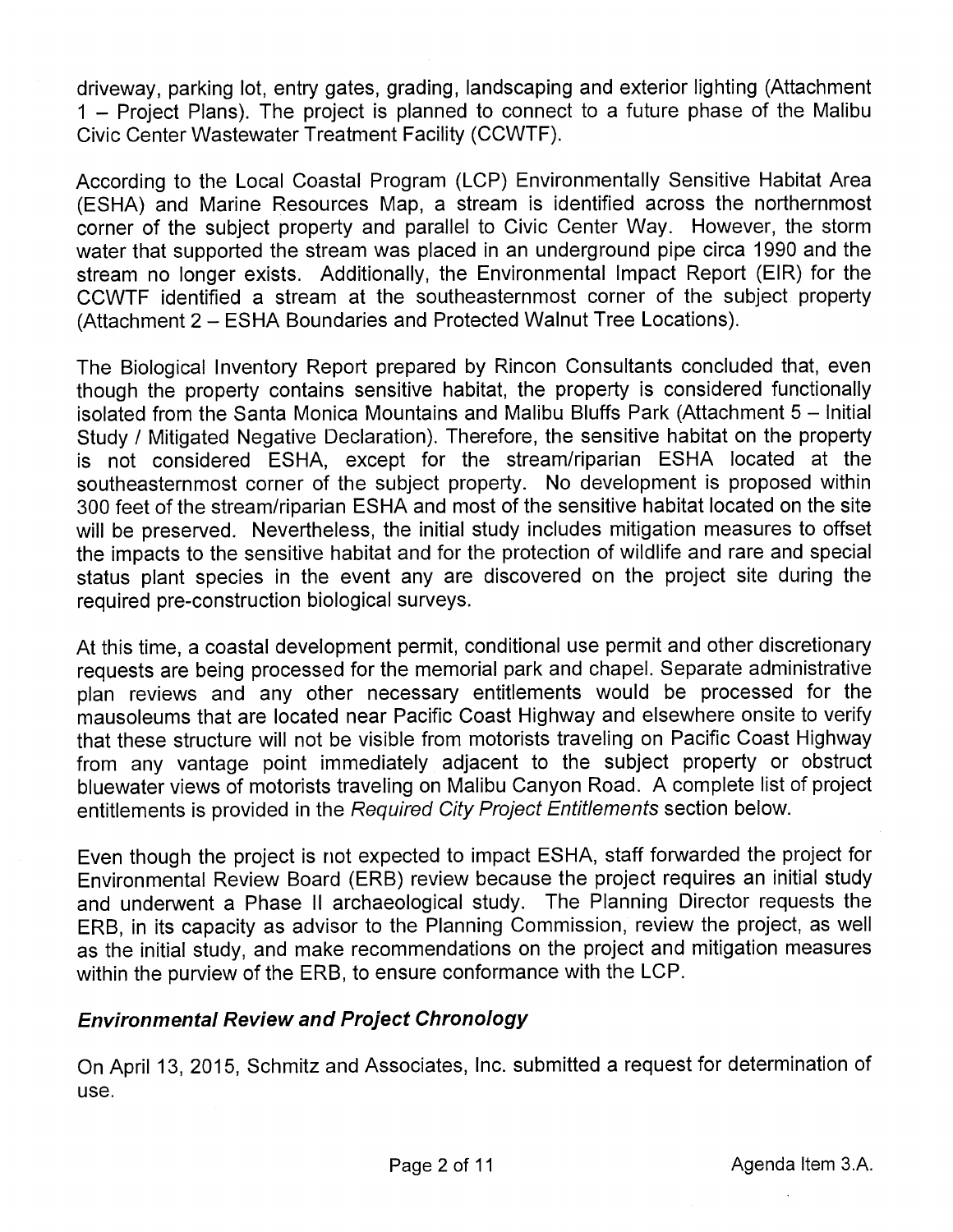driveway, parking lot, entry gates, grading, landscaping and exterior lighting (Attachment 1 – Project Plans). The project is planned to connect to a future phase of the Malibu Civic Center Wastewater Treatment Facility (CCWTF).

According to the Local Coastal Program (LCP) Environmentally Sensitive Habitat Area (ESHA) and Marine Resources Map, a stream is identified across the northernmost corner of the subject property and parallel to Civic Center Way. However, the storm water that supported the stream was placed in an underground pipe circa 1990 and the stream no longer exists. Additionally, the Environmental Impact Report (EIR) for the CCWTF identified a stream at the southeasternmost corner of the subject property (Attachment 2 – ESHA Boundaries and Protected Walnut Tree Locations).

The Biological Inventory Report prepared by Rincon Consultants concluded that, even though the property contains sensitive habitat, the property is considered functionally isolated from the Santa Monica Mountains and Malibu Bluffs Park (Attachment 5 – Initial Study / Mitigated Negative Declaration). Therefore, the sensitive habitat on the property is not considered ESHA, except for the stream/riparian ESHA located at the southeasternmost corner of the subject property. No development is proposed within 300 feet of the stream/riparian ESHA and most of the sensitive habitat located on the site will be preserved. Nevertheless, the initial study includes mitigation measures to offset the impacts to the sensitive habitat and for the protection of wildlife and rare and special status plant species in the event any are discovered on the project site during the required pre-construction biological surveys.

At this time, a coastal development permit, conditional use permit and other discretionary requests are being processed for the memorial park and chapel. Separate administrative plan reviews and any other necessary entitlements would be processed for the mausoleums that are located near Pacific Coast Highway and elsewhere onsite to verify that these structure will not be visible from motorists traveling on Pacific Coast Highway from any vantage point immediately adjacent to the subject property or obstruct bluewater views of motorists traveling on Malibu Canyon Road. A complete list of project entitlements is provided in the *Required City Project Entitlements* section below.

Even though the project is not expected to impact ESHA, staff forwarded the project for Environmental Review Board (ERB) review because the project requires an initial study and underwent a Phase II archaeological study. The Planning Director requests the ERB, in its capacity as advisor to the Planning Commission, review the project, as well as the initial study, and make recommendations on the project and mitigation measures within the purview of the ERB, to ensure conformance with the LCP.

### *Environmental Review and Project Chronology*

On April 13, 2015, Schmitz and Associates, Inc. submitted a request for determination of use.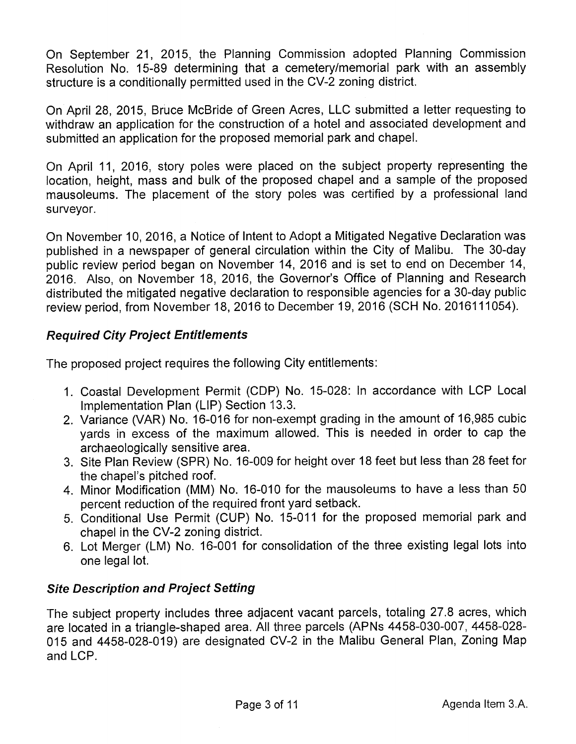On September 21, 2015, the Planning Commission adopted Planning Commission Resolution No. 15-89 determining that a cemetery/memorial park with an assembly structure is a conditionally permitted used in the CV-2 zoning district.

On April 28, 2015, Bruce McBride of Green Acres, LLC submitted a letter requesting to withdraw an application for the construction of a hotel and associated development and submitted an application for the proposed memorial park and chapel.

On April 11, 2016, story poles were placed on the subject property representing the location, height, mass and bulk of the proposed chapel and a sample of the proposed mausoleums. The placement of the story poles was certified by a professional land surveyor.

On November 10, 2016, a Notice of Intent to Adopt a Mitigated Negative Declaration was published in a newspaper of general circulation within the City of Malibu. The 30-day public review period began on November 14, 2016 and is set to end on December 14, 2016. Also, on November 18, 2016, the Governor's Office of Planning and Research distributed the mitigated negative declaration to responsible agencies for a 30-day public review period, from November 18, 2016 to December 19, 2016 (SCH No. 2016111054).

### *Required City Project Entitlements*

The proposed project requires the following City entitlements:

1. Coastal Development Permit (CDP) No. 15-028: In accordance with LCP Local Implementation Plan (LIP) Section 13.3.
2. Variance (VAR) No. 16-016 for non-exempt grading in the amount of 16,985 cubic yards in excess of the maximum allowed. This is needed in order to cap the archaeologically sensitive area.
3. Site Plan Review (SPR) No. 16-009 for height over 18 feet but less than 28 feet for the chapel's pitched roof.
4. Minor Modification (MM) No. 16-010 for the mausoleums to have a less than 50 percent reduction of the required front yard setback.
5. Conditional Use Permit (CUP) No. 15-011 for the proposed memorial park and chapel in the CV-2 zoning district.
6. Lot Merger (LM) No. 16-001 for consolidation of the three existing legal lots into one legal lot.

### *Site Description and Project Setting*

The subject property includes three adjacent vacant parcels, totaling 27.8 acres, which are located in a triangle-shaped area. All three parcels (APNs 4458-030-007, 4458-028-015 and 4458-028-019) are designated CV-2 in the Malibu General Plan, Zoning Map and LCP.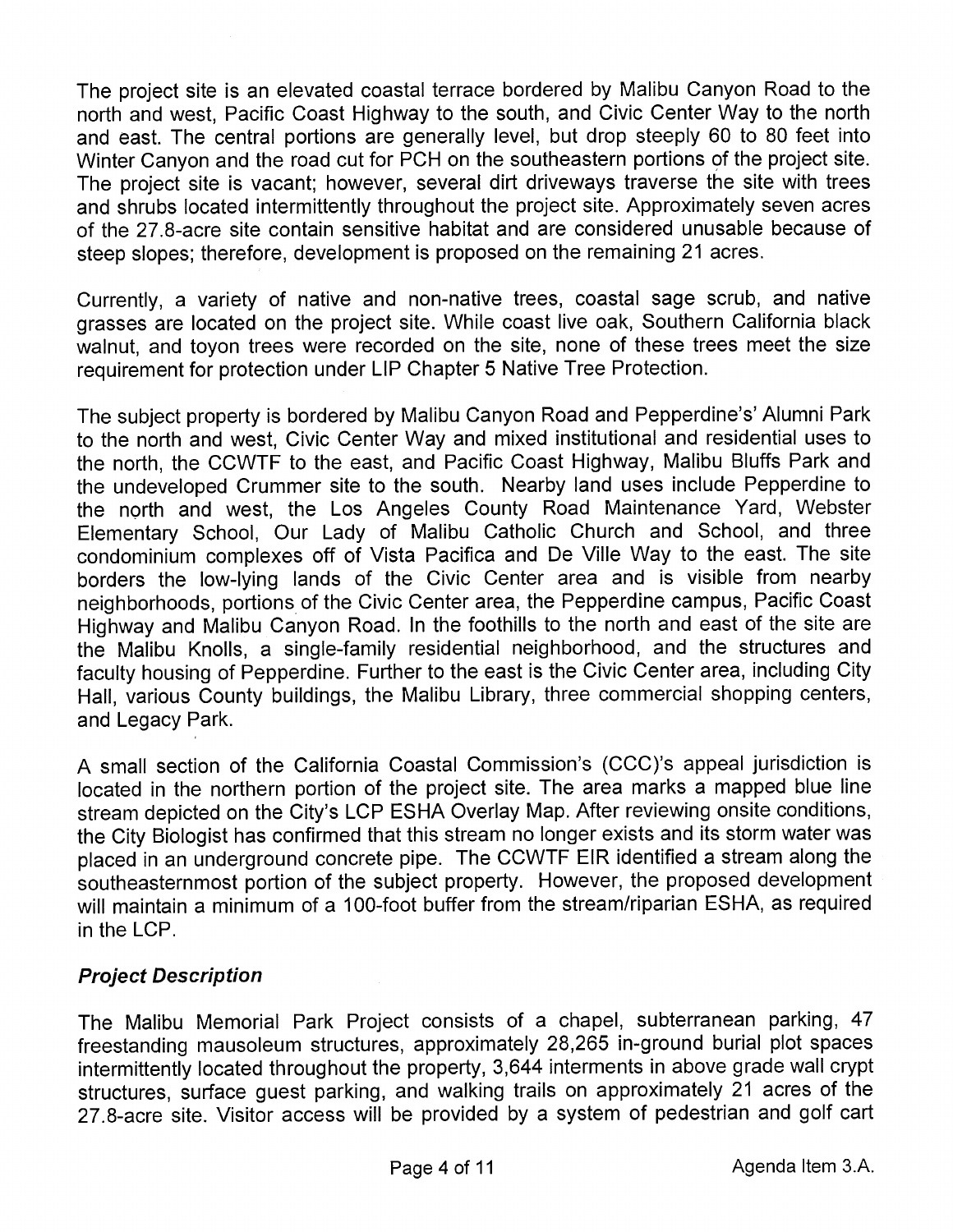The project site is an elevated coastal terrace bordered by Malibu Canyon Road to the north and west, Pacific Coast Highway to the south, and Civic Center Way to the north and east. The central portions are generally level, but drop steeply 60 to 80 feet into Winter Canyon and the road cut for PCH on the southeastern portions of the project site. The project site is vacant; however, several dirt driveways traverse the site with trees and shrubs located intermittently throughout the project site. Approximately seven acres of the 27.8-acre site contain sensitive habitat and are considered unusable because of steep slopes; therefore, development is proposed on the remaining 21 acres.

Currently, a variety of native and non-native trees, coastal sage scrub, and native grasses are located on the project site. While coast live oak, Southern California black walnut, and toyon trees were recorded on the site, none of these trees meet the size requirement for protection under LIP Chapter 5 Native Tree Protection.

The subject property is bordered by Malibu Canyon Road and Pepperdine's' Alumni Park to the north and west, Civic Center Way and mixed institutional and residential uses to the north, the CCWTF to the east, and Pacific Coast Highway, Malibu Bluffs Park and the undeveloped Crummer site to the south. Nearby land uses include Pepperdine to the north and west, the Los Angeles County Road Maintenance Yard, Webster Elementary School, Our Lady of Malibu Catholic Church and School, and three condominium complexes off of Vista Pacifica and De Ville Way to the east. The site borders the low-lying lands of the Civic Center area and is visible from nearby neighborhoods, portions of the Civic Center area, the Pepperdine campus, Pacific Coast Highway and Malibu Canyon Road. In the foothills to the north and east of the site are the Malibu Knolls, a single-family residential neighborhood, and the structures and faculty housing of Pepperdine. Further to the east is the Civic Center area, including City Hall, various County buildings, the Malibu Library, three commercial shopping centers, and Legacy Park.

A small section of the California Coastal Commission's (CCC)'s appeal jurisdiction is located in the northern portion of the project site. The area marks a mapped blue line stream depicted on the City's LCP ESHA Overlay Map. After reviewing onsite conditions, the City Biologist has confirmed that this stream no longer exists and its storm water was placed in an underground concrete pipe. The CCWTF EIR identified a stream along the southeasternmost portion of the subject property. However, the proposed development will maintain a minimum of a 100-foot buffer from the stream/riparian ESHA, as required in the LCP.

### *Project Description*

The Malibu Memorial Park Project consists of a chapel, subterranean parking, 47 freestanding mausoleum structures, approximately 28,265 in-ground burial plot spaces intermittently located throughout the property, 3,644 interments in above grade wall crypt structures, surface guest parking, and walking trails on approximately 21 acres of the 27.8-acre site. Visitor access will be provided by a system of pedestrian and golf cart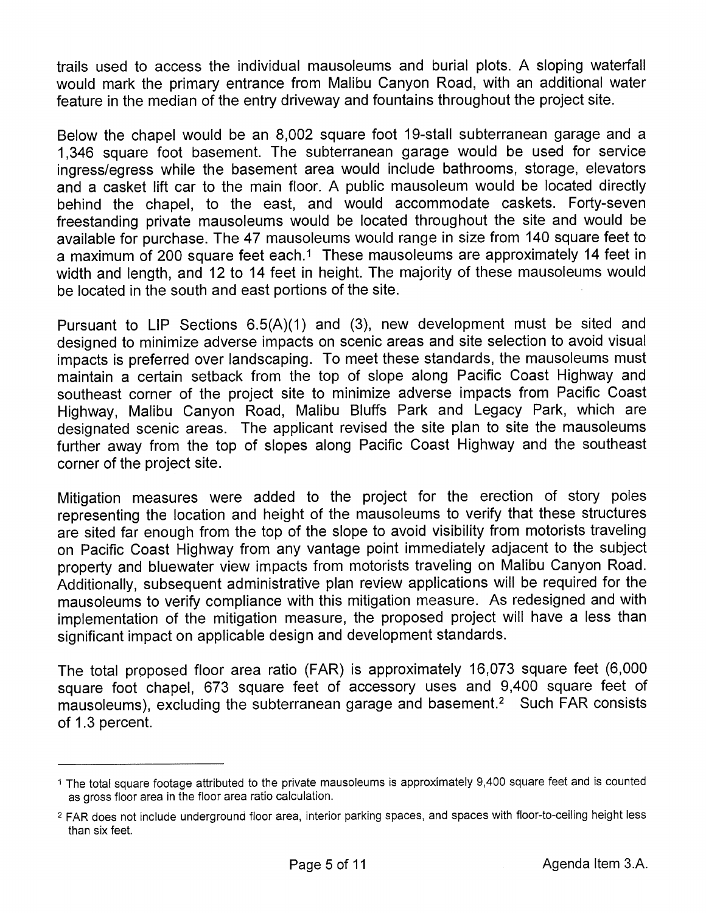trails used to access the individual mausoleums and burial plots. A sloping waterfall would mark the primary entrance from Malibu Canyon Road, with an additional water feature in the median of the entry driveway and fountains throughout the project site.

Below the chapel would be an 8,002 square foot 19-stall subterranean garage and a 1,346 square foot basement. The subterranean garage would be used for service ingress/egress while the basement area would include bathrooms, storage, elevators and a casket lift car to the main floor. A public mausoleum would be located directly behind the chapel, to the east, and would accommodate caskets. Forty-seven freestanding private mausoleums would be located throughout the site and would be available for purchase. The 47 mausoleums would range in size from 140 square feet to a maximum of 200 square feet each.[1] These mausoleums are approximately 14 feet in width and length, and 12 to 14 feet in height. The majority of these mausoleums would be located in the south and east portions of the site.

Pursuant to LIP Sections 6.5(A)(1) and (3), new development must be sited and designed to minimize adverse impacts on scenic areas and site selection to avoid visual impacts is preferred over landscaping. To meet these standards, the mausoleums must maintain a certain setback from the top of slope along Pacific Coast Highway and southeast corner of the project site to minimize adverse impacts from Pacific Coast Highway, Malibu Canyon Road, Malibu Bluffs Park and Legacy Park, which are designated scenic areas. The applicant revised the site plan to site the mausoleums further away from the top of slopes along Pacific Coast Highway and the southeast corner of the project site.

Mitigation measures were added to the project for the erection of story poles representing the location and height of the mausoleums to verify that these structures are sited far enough from the top of the slope to avoid visibility from motorists traveling on Pacific Coast Highway from any vantage point immediately adjacent to the subject property and bluewater view impacts from motorists traveling on Malibu Canyon Road. Additionally, subsequent administrative plan review applications will be required for the mausoleums to verify compliance with this mitigation measure. As redesigned and with implementation of the mitigation measure, the proposed project will have a less than significant impact on applicable design and development standards.

The total proposed floor area ratio (FAR) is approximately 16,073 square feet (6,000 square foot chapel, 673 square feet of accessory uses and 9,400 square feet of mausoleums), excluding the subterranean garage and basement.[2] Such FAR consists of 1.3 percent.

---

[1] The total square footage attributed to the private mausoleums is approximately 9,400 square feet and is counted as gross floor area in the floor area ratio calculation.

[2] FAR does not include underground floor area, interior parking spaces, and spaces with floor-to-ceiling height less than six feet.

Agenda Item 3.A.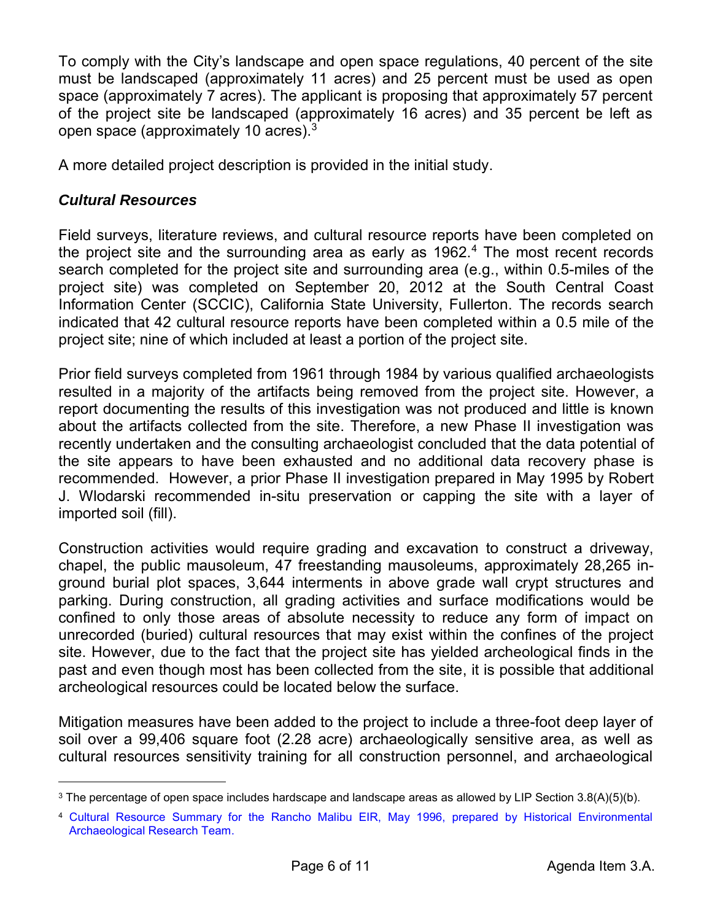To comply with the City's landscape and open space regulations, 40 percent of the site must be landscaped (approximately 11 acres) and 25 percent must be used as open space (approximately 7 acres). The applicant is proposing that approximately 57 percent of the project site be landscaped (approximately 16 acres) and 35 percent be left as open space (approximately 10 acres).[3]

A more detailed project description is provided in the initial study.

### *Cultural Resources*

Field surveys, literature reviews, and cultural resource reports have been completed on the project site and the surrounding area as early as 1962.[4] The most recent records search completed for the project site and surrounding area (e.g., within 0.5-miles of the project site) was completed on September 20, 2012 at the South Central Coast Information Center (SCCIC), California State University, Fullerton. The records search indicated that 42 cultural resource reports have been completed within a 0.5 mile of the project site; nine of which included at least a portion of the project site.

Prior field surveys completed from 1961 through 1984 by various qualified archaeologists resulted in a majority of the artifacts being removed from the project site. However, a report documenting the results of this investigation was not produced and little is known about the artifacts collected from the site. Therefore, a new Phase II investigation was recently undertaken and the consulting archaeologist concluded that the data potential of the site appears to have been exhausted and no additional data recovery phase is recommended. However, a prior Phase II investigation prepared in May 1995 by Robert J. Wlodarski recommended in-situ preservation or capping the site with a layer of imported soil (fill).

Construction activities would require grading and excavation to construct a driveway, chapel, the public mausoleum, 47 freestanding mausoleums, approximately 28,265 in-ground burial plot spaces, 3,644 interments in above grade wall crypt structures and parking. During construction, all grading activities and surface modifications would be confined to only those areas of absolute necessity to reduce any form of impact on unrecorded (buried) cultural resources that may exist within the confines of the project site. However, due to the fact that the project site has yielded archeological finds in the past and even though most has been collected from the site, it is possible that additional archeological resources could be located below the surface.

Mitigation measures have been added to the project to include a three-foot deep layer of soil over a 99,406 square foot (2.28 acre) archaeologically sensitive area, as well as cultural resources sensitivity training for all construction personnel, and archaeological

---

[3] The percentage of open space includes hardscape and landscape areas as allowed by LIP Section 3.8(A)(5)(b).

[4] Cultural Resource Summary for the Rancho Malibu EIR, May 1996, prepared by Historical Environmental Archaeological Research Team.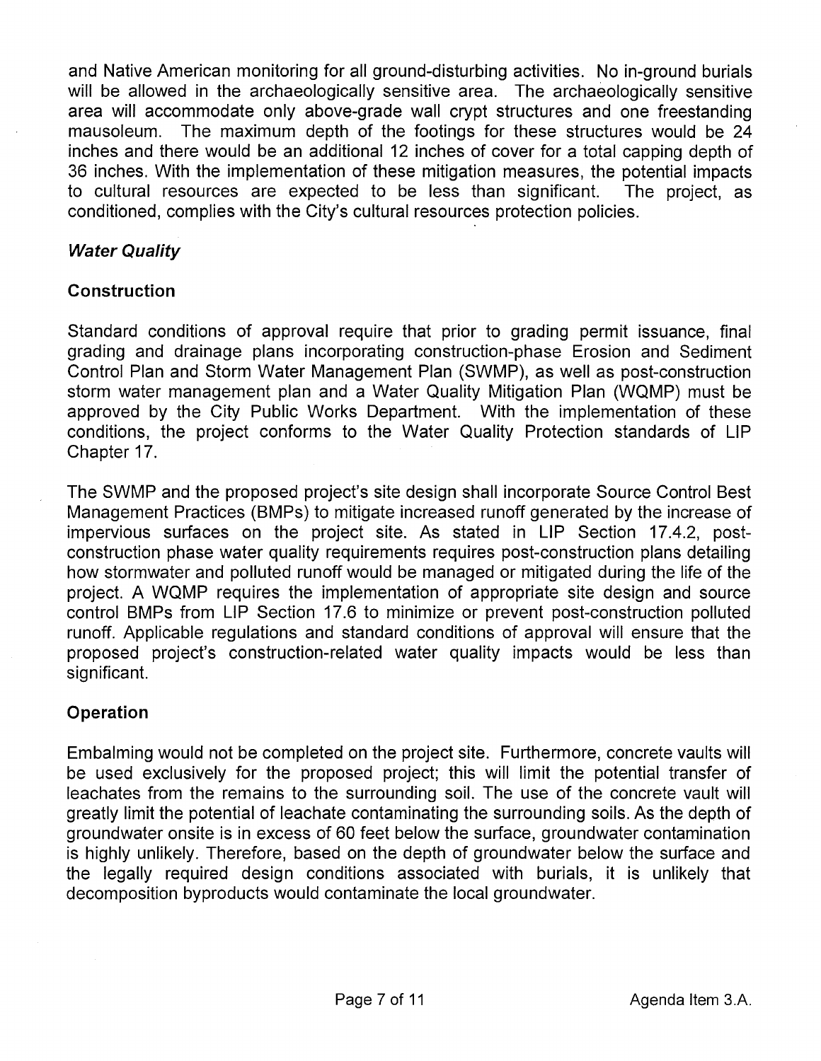and Native American monitoring for all ground-disturbing activities. No in-ground burials will be allowed in the archaeologically sensitive area. The archaeologically sensitive area will accommodate only above-grade wall crypt structures and one freestanding mausoleum. The maximum depth of the footings for these structures would be 24 inches and there would be an additional 12 inches of cover for a total capping depth of 36 inches. With the implementation of these mitigation measures, the potential impacts to cultural resources are expected to be less than significant. The project, as conditioned, complies with the City's cultural resources protection policies.

***Water Quality***

**Construction**

Standard conditions of approval require that prior to grading permit issuance, final grading and drainage plans incorporating construction-phase Erosion and Sediment Control Plan and Storm Water Management Plan (SWMP), as well as post-construction storm water management plan and a Water Quality Mitigation Plan (WQMP) must be approved by the City Public Works Department. With the implementation of these conditions, the project conforms to the Water Quality Protection standards of LIP Chapter 17.

The SWMP and the proposed project's site design shall incorporate Source Control Best Management Practices (BMPs) to mitigate increased runoff generated by the increase of impervious surfaces on the project site. As stated in LIP Section 17.4.2, post-construction phase water quality requirements requires post-construction plans detailing how stormwater and polluted runoff would be managed or mitigated during the life of the project. A WQMP requires the implementation of appropriate site design and source control BMPs from LIP Section 17.6 to minimize or prevent post-construction polluted runoff. Applicable regulations and standard conditions of approval will ensure that the proposed project's construction-related water quality impacts would be less than significant.

**Operation**

Embalming would not be completed on the project site. Furthermore, concrete vaults will be used exclusively for the proposed project; this will limit the potential transfer of leachates from the remains to the surrounding soil. The use of the concrete vault will greatly limit the potential of leachate contaminating the surrounding soils. As the depth of groundwater onsite is in excess of 60 feet below the surface, groundwater contamination is highly unlikely. Therefore, based on the depth of groundwater below the surface and the legally required design conditions associated with burials, it is unlikely that decomposition byproducts would contaminate the local groundwater.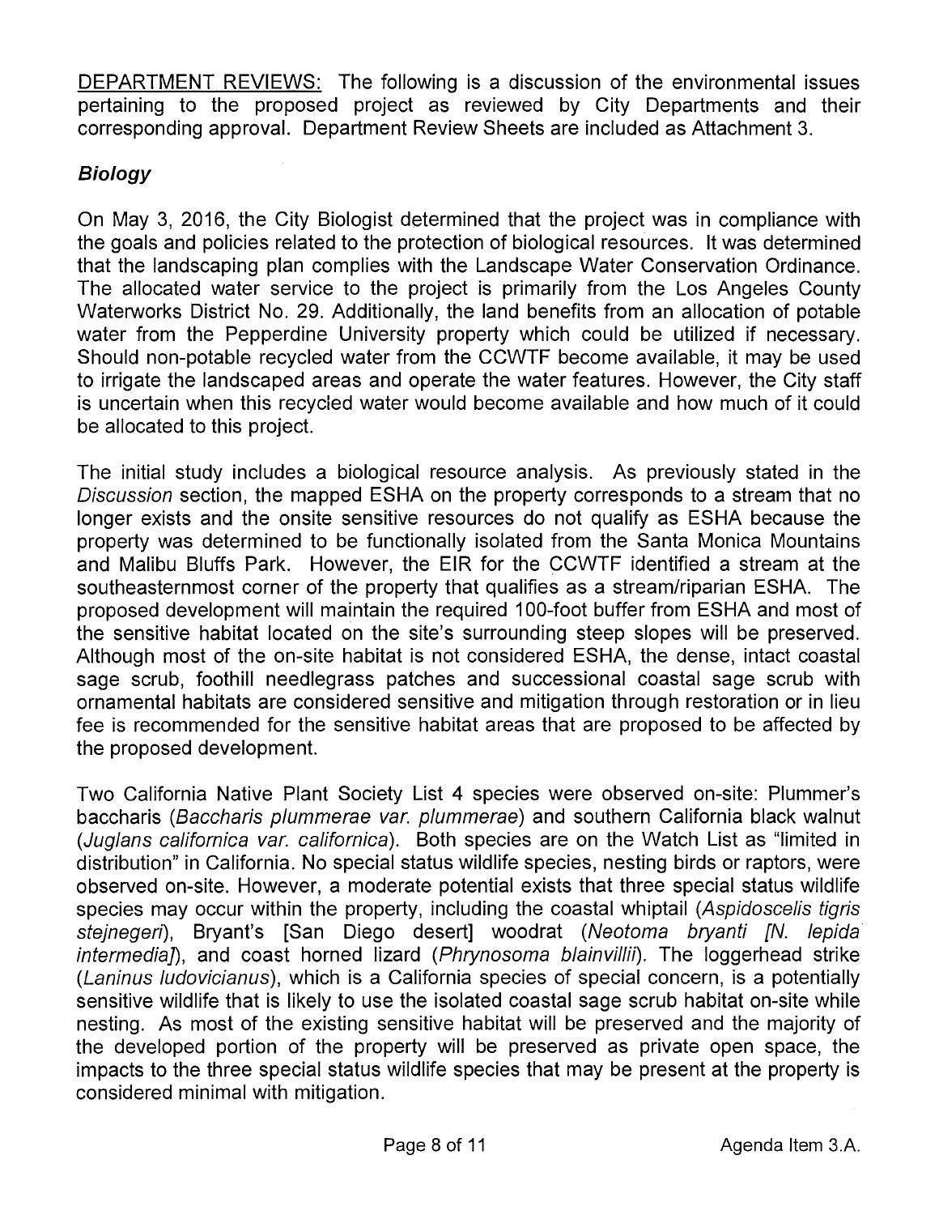DEPARTMENT REVIEWS: The following is a discussion of the environmental issues pertaining to the proposed project as reviewed by City Departments and their corresponding approval. Department Review Sheets are included as Attachment 3.

***Biology***

On May 3, 2016, the City Biologist determined that the project was in compliance with the goals and policies related to the protection of biological resources. It was determined that the landscaping plan complies with the Landscape Water Conservation Ordinance. The allocated water service to the project is primarily from the Los Angeles County Waterworks District No. 29. Additionally, the land benefits from an allocation of potable water from the Pepperdine University property which could be utilized if necessary. Should non-potable recycled water from the CCWTF become available, it may be used to irrigate the landscaped areas and operate the water features. However, the City staff is uncertain when this recycled water would become available and how much of it could be allocated to this project.

The initial study includes a biological resource analysis. As previously stated in the *Discussion* section, the mapped ESHA on the property corresponds to a stream that no longer exists and the onsite sensitive resources do not qualify as ESHA because the property was determined to be functionally isolated from the Santa Monica Mountains and Malibu Bluffs Park. However, the EIR for the CCWTF identified a stream at the southeasternmost corner of the property that qualifies as a stream/riparian ESHA. The proposed development will maintain the required 100-foot buffer from ESHA and most of the sensitive habitat located on the site's surrounding steep slopes will be preserved. Although most of the on-site habitat is not considered ESHA, the dense, intact coastal sage scrub, foothill needlegrass patches and successional coastal sage scrub with ornamental habitats are considered sensitive and mitigation through restoration or in lieu fee is recommended for the sensitive habitat areas that are proposed to be affected by the proposed development.

Two California Native Plant Society List 4 species were observed on-site: Plummer's baccharis (*Baccharis plummerae var. plummerae*) and southern California black walnut (*Juglans californica var. californica*). Both species are on the Watch List as "limited in distribution" in California. No special status wildlife species, nesting birds or raptors, were observed on-site. However, a moderate potential exists that three special status wildlife species may occur within the property, including the coastal whiptail (*Aspidoscelis tigris stejnegeri*), Bryant's [San Diego desert] woodrat (*Neotoma bryanti [N. lepida intermedia]*), and coast horned lizard (*Phrynosoma blainvillii*). The loggerhead strike (*Laninus ludovicianus*), which is a California species of special concern, is a potentially sensitive wildlife that is likely to use the isolated coastal sage scrub habitat on-site while nesting. As most of the existing sensitive habitat will be preserved and the majority of the developed portion of the property will be preserved as private open space, the impacts to the three special status wildlife species that may be present at the property is considered minimal with mitigation.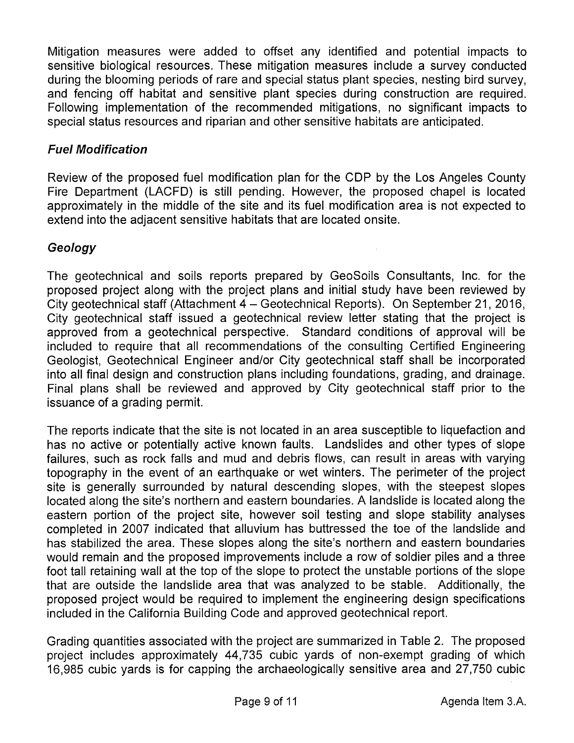Mitigation measures were added to offset any identified and potential impacts to sensitive biological resources. These mitigation measures include a survey conducted during the blooming periods of rare and special status plant species, nesting bird survey, and fencing off habitat and sensitive plant species during construction are required. Following implementation of the recommended mitigations, no significant impacts to special status resources and riparian and other sensitive habitats are anticipated.

### *Fuel Modification*

Review of the proposed fuel modification plan for the CDP by the Los Angeles County Fire Department (LACFD) is still pending. However, the proposed chapel is located approximately in the middle of the site and its fuel modification area is not expected to extend into the adjacent sensitive habitats that are located onsite.

### *Geology*

The geotechnical and soils reports prepared by GeoSoils Consultants, Inc. for the proposed project along with the project plans and initial study have been reviewed by City geotechnical staff (Attachment 4 – Geotechnical Reports). On September 21, 2016, City geotechnical staff issued a geotechnical review letter stating that the project is approved from a geotechnical perspective. Standard conditions of approval will be included to require that all recommendations of the consulting Certified Engineering Geologist, Geotechnical Engineer and/or City geotechnical staff shall be incorporated into all final design and construction plans including foundations, grading, and drainage. Final plans shall be reviewed and approved by City geotechnical staff prior to the issuance of a grading permit.

The reports indicate that the site is not located in an area susceptible to liquefaction and has no active or potentially active known faults. Landslides and other types of slope failures, such as rock falls and mud and debris flows, can result in areas with varying topography in the event of an earthquake or wet winters. The perimeter of the project site is generally surrounded by natural descending slopes, with the steepest slopes located along the site's northern and eastern boundaries. A landslide is located along the eastern portion of the project site, however soil testing and slope stability analyses completed in 2007 indicated that alluvium has buttressed the toe of the landslide and has stabilized the area. These slopes along the site's northern and eastern boundaries would remain and the proposed improvements include a row of soldier piles and a three foot tall retaining wall at the top of the slope to protect the unstable portions of the slope that are outside the landslide area that was analyzed to be stable. Additionally, the proposed project would be required to implement the engineering design specifications included in the California Building Code and approved geotechnical report.

Grading quantities associated with the project are summarized in Table 2. The proposed project includes approximately 44,735 cubic yards of non-exempt grading of which 16,985 cubic yards is for capping the archaeologically sensitive area and 27,750 cubic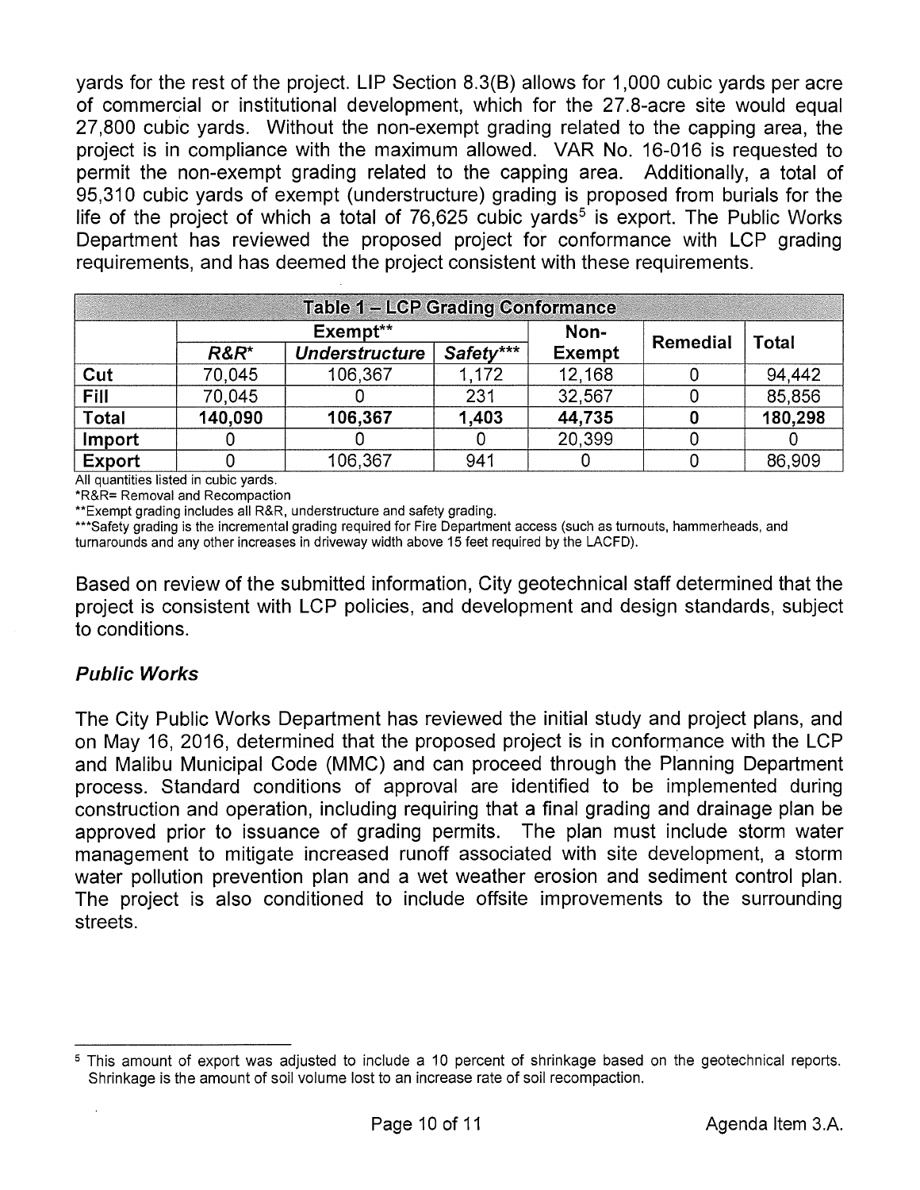yards for the rest of the project. LIP Section 8.3(B) allows for 1,000 cubic yards per acre of commercial or institutional development, which for the 27.8-acre site would equal 27,800 cubic yards. Without the non-exempt grading related to the capping area, the project is in compliance with the maximum allowed. VAR No. 16-016 is requested to permit the non-exempt grading related to the capping area. Additionally, a total of 95,310 cubic yards of exempt (understructure) grading is proposed from burials for the life of the project of which a total of 76,625 cubic yards[5] is export. The Public Works Department has reviewed the proposed project for conformance with LCP grading requirements, and has deemed the project consistent with these requirements.

| Table 1 – LCP Grading Conformance | | | | | | |
|---|---|---|---|---|---|---|
| | Exempt** | | | Non-Exempt | Remedial | Total |
| | *R&R** | *Understructure* | *Safety**** | | | |
| **Cut** | 70,045 | 106,367 | 1,172 | 12,168 | 0 | 94,442 |
| **Fill** | 70,045 | 0 | 231 | 32,567 | 0 | 85,856 |
| **Total** | **140,090** | **106,367** | **1,403** | **44,735** | **0** | **180,298** |
| **Import** | 0 | 0 | 0 | 20,399 | 0 | 0 |
| **Export** | 0 | 106,367 | 941 | 0 | 0 | 86,909 |

All quantities listed in cubic yards.
*R&R= Removal and Recompaction
**Exempt grading includes all R&R, understructure and safety grading.
***Safety grading is the incremental grading required for Fire Department access (such as turnouts, hammerheads, and turnarounds and any other increases in driveway width above 15 feet required by the LACFD).

Based on review of the submitted information, City geotechnical staff determined that the project is consistent with LCP policies, and development and design standards, subject to conditions.

### *Public Works*

The City Public Works Department has reviewed the initial study and project plans, and on May 16, 2016, determined that the proposed project is in conformance with the LCP and Malibu Municipal Code (MMC) and can proceed through the Planning Department process. Standard conditions of approval are identified to be implemented during construction and operation, including requiring that a final grading and drainage plan be approved prior to issuance of grading permits. The plan must include storm water management to mitigate increased runoff associated with site development, a storm water pollution prevention plan and a wet weather erosion and sediment control plan. The project is also conditioned to include offsite improvements to the surrounding streets.

---

[5] This amount of export was adjusted to include a 10 percent of shrinkage based on the geotechnical reports. Shrinkage is the amount of soil volume lost to an increase rate of soil recompaction.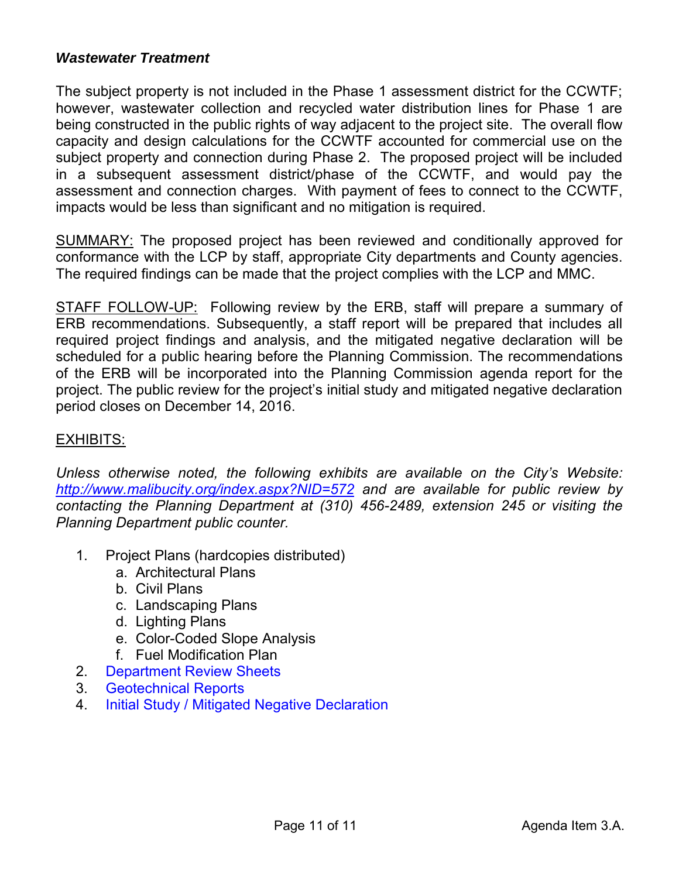***Wastewater Treatment***

The subject property is not included in the Phase 1 assessment district for the CCWTF; however, wastewater collection and recycled water distribution lines for Phase 1 are being constructed in the public rights of way adjacent to the project site. The overall flow capacity and design calculations for the CCWTF accounted for commercial use on the subject property and connection during Phase 2. The proposed project will be included in a subsequent assessment district/phase of the CCWTF, and would pay the assessment and connection charges. With payment of fees to connect to the CCWTF, impacts would be less than significant and no mitigation is required.

<u>SUMMARY:</u> The proposed project has been reviewed and conditionally approved for conformance with the LCP by staff, appropriate City departments and County agencies. The required findings can be made that the project complies with the LCP and MMC.

<u>STAFF FOLLOW-UP:</u> Following review by the ERB, staff will prepare a summary of ERB recommendations. Subsequently, a staff report will be prepared that includes all required project findings and analysis, and the mitigated negative declaration will be scheduled for a public hearing before the Planning Commission. The recommendations of the ERB will be incorporated into the Planning Commission agenda report for the project. The public review for the project's initial study and mitigated negative declaration period closes on December 14, 2016.

<u>EXHIBITS:</u>

*Unless otherwise noted, the following exhibits are available on the City's Website: [http://www.malibucity.org/index.aspx?NID=572](http://www.malibucity.org/index.aspx?NID=572) and are available for public review by contacting the Planning Department at (310) 456-2489, extension 245 or visiting the Planning Department public counter.*

1. Project Plans (hardcopies distributed)
   a. Architectural Plans
   b. Civil Plans
   c. Landscaping Plans
   d. Lighting Plans
   e. Color-Coded Slope Analysis
   f. Fuel Modification Plan
2. Department Review Sheets
3. Geotechnical Reports
4. Initial Study / Mitigated Negative Declaration